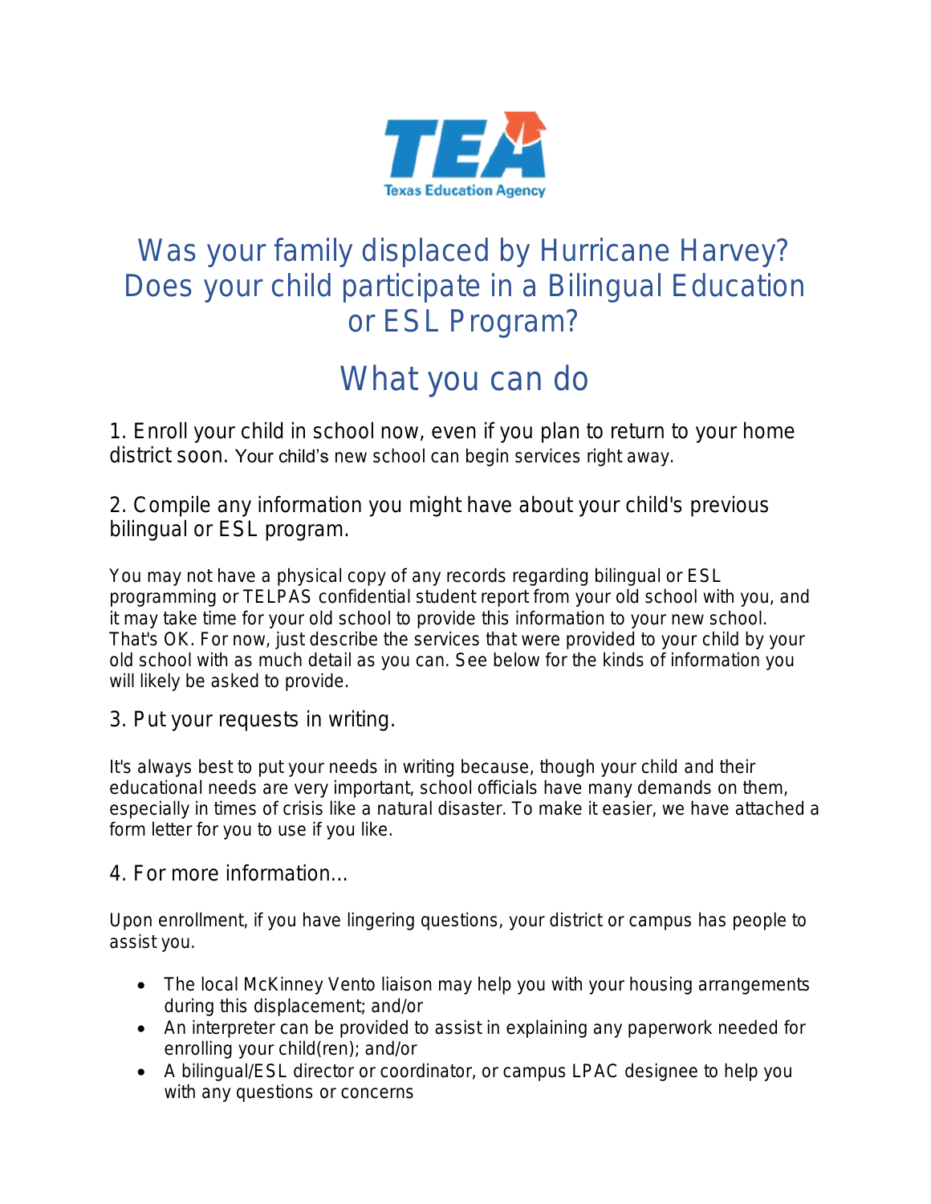Texas Education Agency

# Was your family displaced by Hurricane Harvey? Does your child participate in a Bilingual Education or ESL Program?

# What you can do

### 1. Enroll your child in school now, even if you plan to return to your home district soon.

Your child's new school can begin services right away.

### 2. Compile any information you might have about your child's previous bilingual or ESL program.

You may not have a physical copy of any records regarding bilingual or ESL programming or TELPAS confidential student report from your old school with you, and it may take time for your old school to provide this information to your new school. That's OK. For now, just describe the services that were provided to your child by your old school with as much detail as you can. See below for the kinds of information you will likely be asked to provide.

### 3. Put your requests in writing.

It's always best to put your needs in writing because, though your child and their educational needs are very important, school officials have many demands on them, especially in times of crisis like a natural disaster. To make it easier, we have attached a form letter for you to use if you like.

### 4. For more information…

Upon enrollment, if you have lingering questions, your district or campus has people to assist you.

- The local McKinney Vento liaison may help you with your housing arrangements during this displacement; and/or
- An interpreter can be provided to assist in explaining any paperwork needed for enrolling your child(ren); and/or
- A bilingual/ESL director or coordinator, or campus LPAC designee to help you with any questions or concerns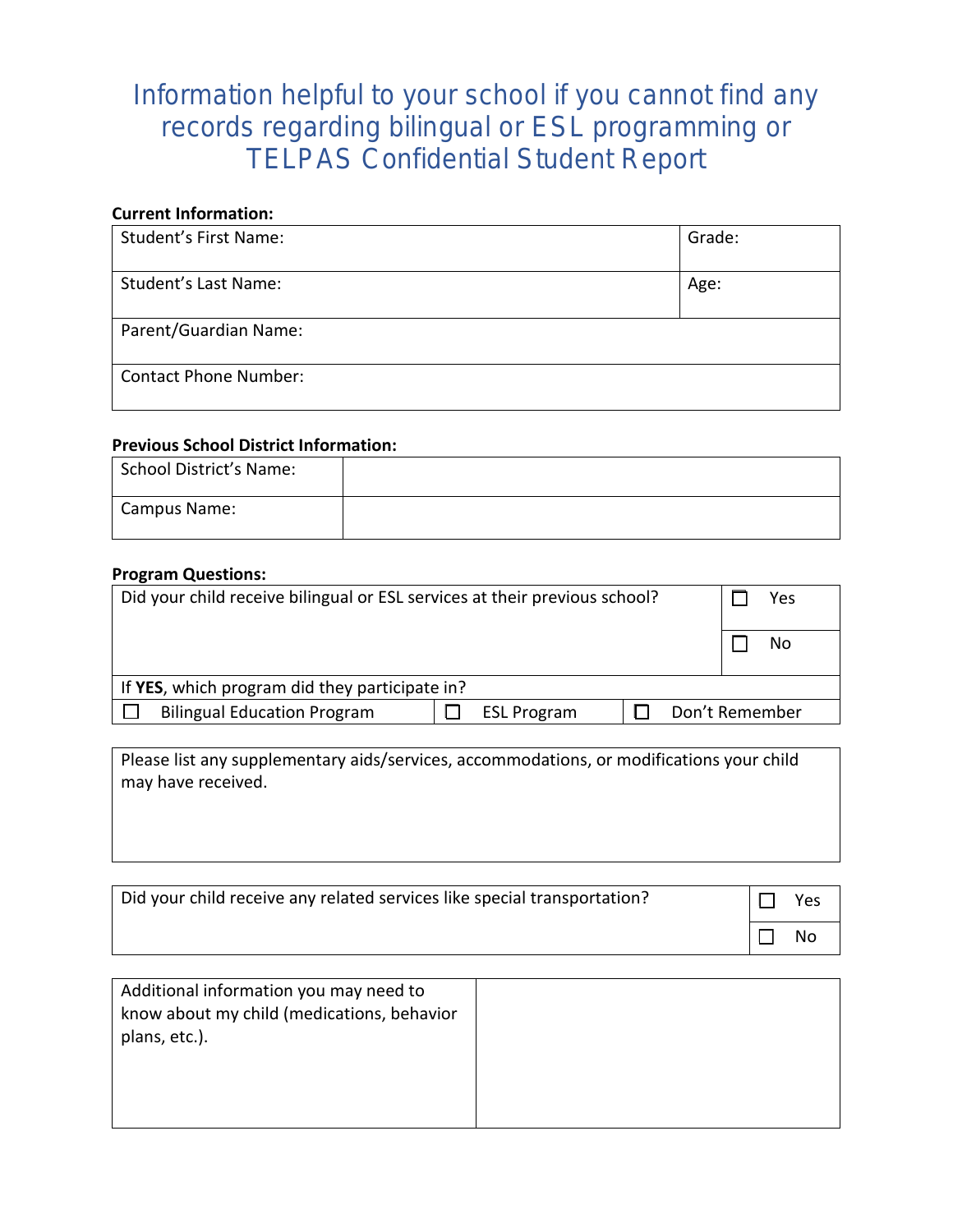# Information helpful to your school if you cannot find any records regarding bilingual or ESL programming or TELPAS Confidential Student Report

**Current Information:**

| Student's First Name: | Grade: |
|---|---|
| Student's Last Name: | Age: |
| Parent/Guardian Name: | |
| Contact Phone Number: | |

**Previous School District Information:**

| School District's Name: | |
|---|---|
| Campus Name: | |

**Program Questions:**

| Did your child receive bilingual or ESL services at their previous school? | ☐ Yes | ☐ No |
|---|---|---|
| If **YES**, which program did they participate in? | | |
| ☐ Bilingual Education Program | ☐ ESL Program | ☐ Don't Remember |

| Please list any supplementary aids/services, accommodations, or modifications your child may have received. |
|---|
| |

| Did your child receive any related services like special transportation? | ☐ Yes | ☐ No |
|---|---|---|

| Additional information you may need to know about my child (medications, behavior plans, etc.). | |
|---|---|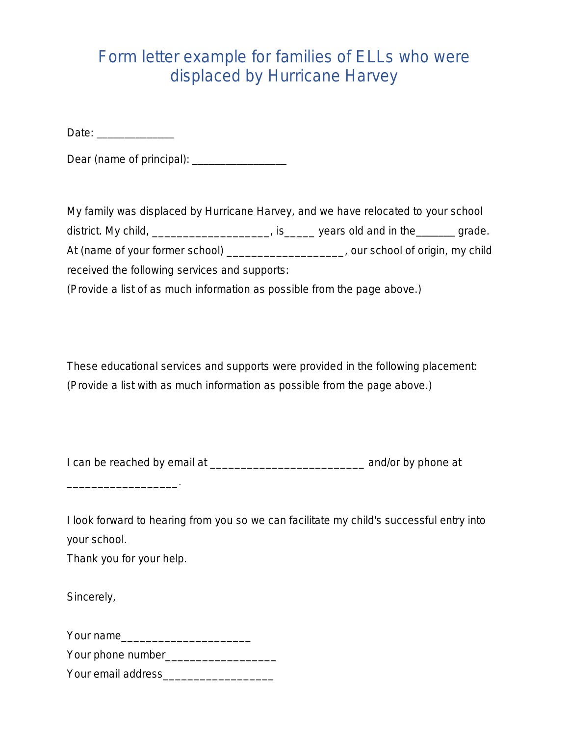# Form letter example for families of ELLs who were displaced by Hurricane Harvey

Date: _______________

Dear (name of principal): __________________

My family was displaced by Hurricane Harvey, and we have relocated to your school district. My child, ____________________, is_____ years old and in the_______ grade. At (name of your former school) ____________________, our school of origin, my child received the following services and supports:
(Provide a list of as much information as possible from the page above.)

These educational services and supports were provided in the following placement:
(Provide a list with as much information as possible from the page above.)

I can be reached by email at __________________________ and/or by phone at __________________.

I look forward to hearing from you so we can facilitate my child's successful entry into your school.
Thank you for your help.

Sincerely,

Your name_____________________
Your phone number__________________
Your email address__________________